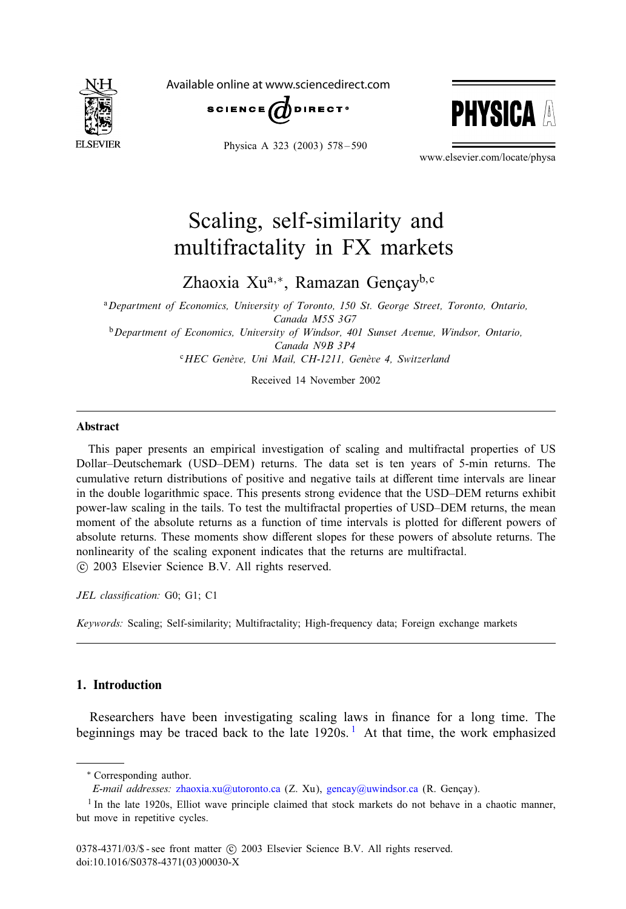# Scaling, self-similarity and multifractality in FX markets

Zhaoxia Xu[a,*], Ramazan Gençay[b,c]

[a] *Department of Economics, University of Toronto, 150 St. George Street, Toronto, Ontario, Canada M5S 3G7*

[b] *Department of Economics, University of Windsor, 401 Sunset Avenue, Windsor, Ontario, Canada N9B 3P4*

[c] *HEC Genève, Uni Mail, CH-1211, Genève 4, Switzerland*

Received 14 November 2002

## Abstract

This paper presents an empirical investigation of scaling and multifractal properties of US Dollar–Deutschemark (USD–DEM) returns. The data set is ten years of 5-min returns. The cumulative return distributions of positive and negative tails at different time intervals are linear in the double logarithmic space. This presents strong evidence that the USD–DEM returns exhibit power-law scaling in the tails. To test the multifractal properties of USD–DEM returns, the mean moment of the absolute returns as a function of time intervals is plotted for different powers of absolute returns. These moments show different slopes for these powers of absolute returns. The nonlinearity of the scaling exponent indicates that the returns are multifractal.

© 2003 Elsevier Science B.V. All rights reserved.

*JEL classification:* G0; G1; C1

*Keywords:* Scaling; Self-similarity; Multifractality; High-frequency data; Foreign exchange markets

## 1. Introduction

Researchers have been investigating scaling laws in finance for a long time. The beginnings may be traced back to the late 1920s.[1] At that time, the work emphasized

---

\* Corresponding author.

*E-mail addresses:* zhaoxia.xu@utoronto.ca (Z. Xu), gencay@uwindsor.ca (R. Gençay).

[1] In the late 1920s, Elliot wave principle claimed that stock markets do not behave in a chaotic manner, but move in repetitive cycles.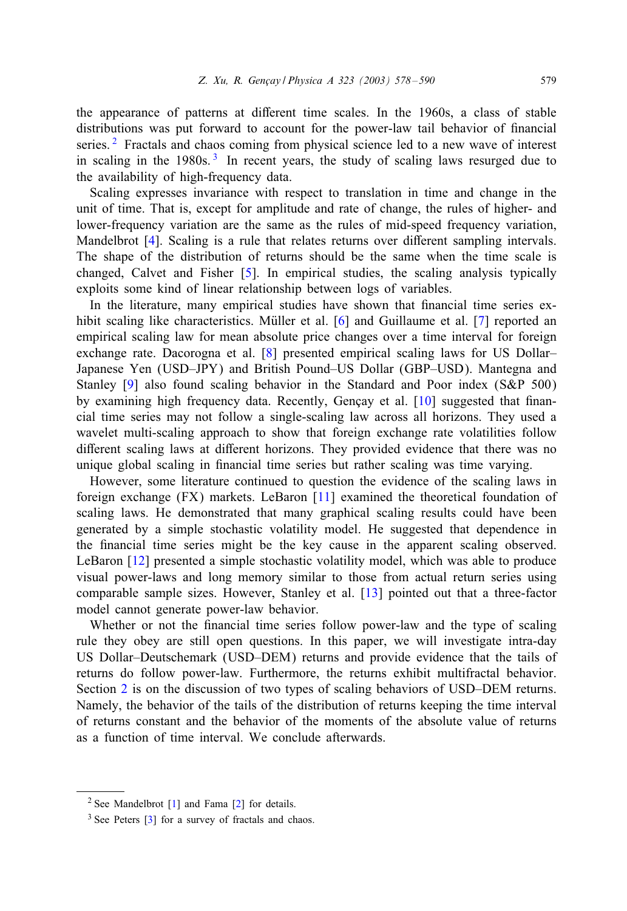the appearance of patterns at different time scales. In the 1960s, a class of stable distributions was put forward to account for the power-law tail behavior of financial series. [2] Fractals and chaos coming from physical science led to a new wave of interest in scaling in the 1980s. [3] In recent years, the study of scaling laws resurged due to the availability of high-frequency data.

Scaling expresses invariance with respect to translation in time and change in the unit of time. That is, except for amplitude and rate of change, the rules of higher- and lower-frequency variation are the same as the rules of mid-speed frequency variation, Mandelbrot [4]. Scaling is a rule that relates returns over different sampling intervals. The shape of the distribution of returns should be the same when the time scale is changed, Calvet and Fisher [5]. In empirical studies, the scaling analysis typically exploits some kind of linear relationship between logs of variables.

In the literature, many empirical studies have shown that financial time series exhibit scaling like characteristics. Müller et al. [6] and Guillaume et al. [7] reported an empirical scaling law for mean absolute price changes over a time interval for foreign exchange rate. Dacorogna et al. [8] presented empirical scaling laws for US Dollar–Japanese Yen (USD–JPY) and British Pound–US Dollar (GBP–USD). Mantegna and Stanley [9] also found scaling behavior in the Standard and Poor index (S&P 500) by examining high frequency data. Recently, Gençay et al. [10] suggested that financial time series may not follow a single-scaling law across all horizons. They used a wavelet multi-scaling approach to show that foreign exchange rate volatilities follow different scaling laws at different horizons. They provided evidence that there was no unique global scaling in financial time series but rather scaling was time varying.

However, some literature continued to question the evidence of the scaling laws in foreign exchange (FX) markets. LeBaron [11] examined the theoretical foundation of scaling laws. He demonstrated that many graphical scaling results could have been generated by a simple stochastic volatility model. He suggested that dependence in the financial time series might be the key cause in the apparent scaling observed. LeBaron [12] presented a simple stochastic volatility model, which was able to produce visual power-laws and long memory similar to those from actual return series using comparable sample sizes. However, Stanley et al. [13] pointed out that a three-factor model cannot generate power-law behavior.

Whether or not the financial time series follow power-law and the type of scaling rule they obey are still open questions. In this paper, we will investigate intra-day US Dollar–Deutschemark (USD–DEM) returns and provide evidence that the tails of returns do follow power-law. Furthermore, the returns exhibit multifractal behavior. Section 2 is on the discussion of two types of scaling behaviors of USD–DEM returns. Namely, the behavior of the tails of the distribution of returns keeping the time interval of returns constant and the behavior of the moments of the absolute value of returns as a function of time interval. We conclude afterwards.

[2] See Mandelbrot [1] and Fama [2] for details.

[3] See Peters [3] for a survey of fractals and chaos.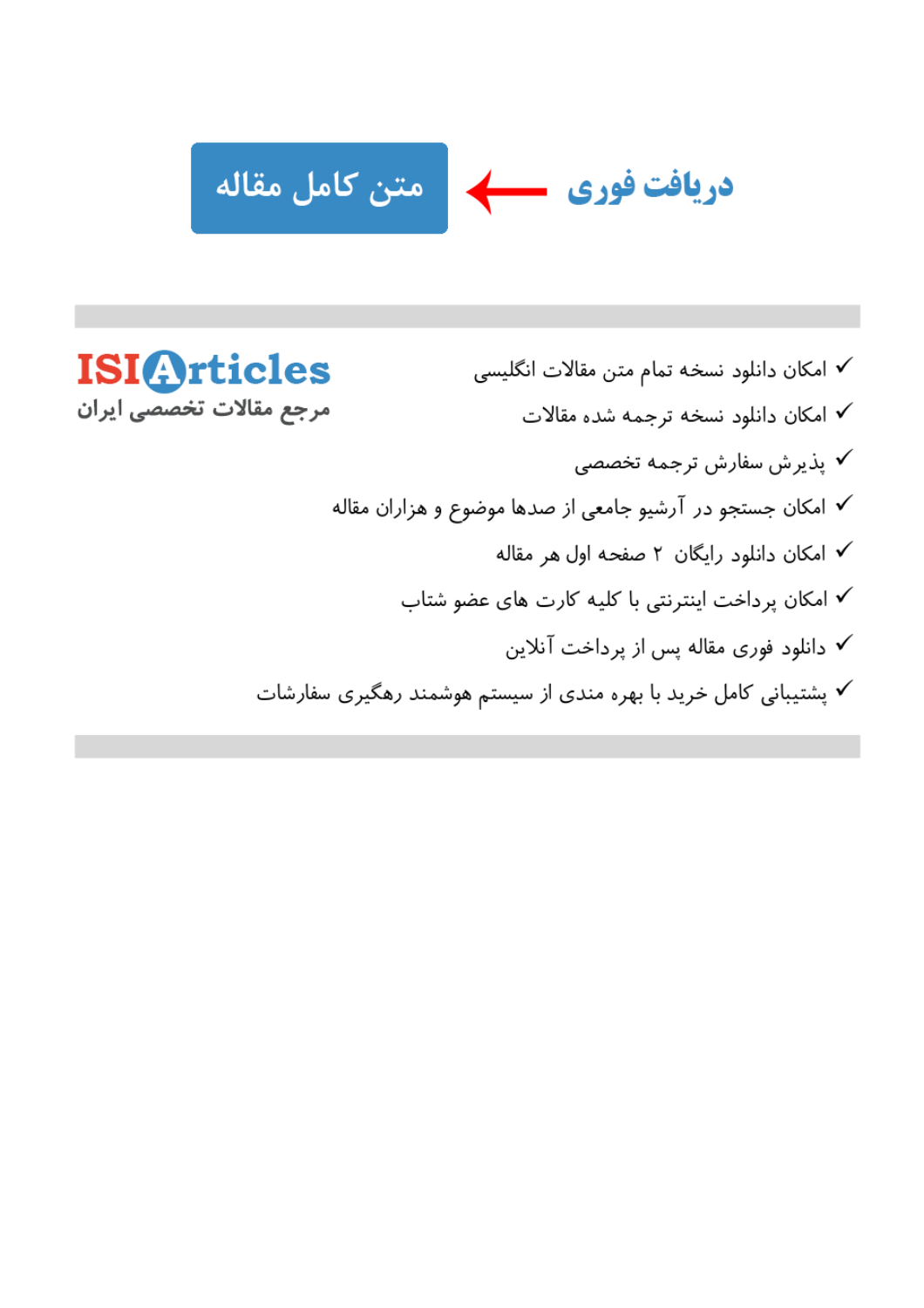دریافت فوری ← متن کامل مقاله

**ISIArticles**
مرجع مقالات تخصصی ایران

- ✓ امکان دانلود نسخه تمام متن مقالات انگلیسی
- ✓ امکان دانلود نسخه ترجمه شده مقالات
- ✓ پذیرش سفارش ترجمه تخصصی
- ✓ امکان جستجو در آرشیو جامعی از صدها موضوع و هزاران مقاله
- ✓ امکان دانلود رایگان ۲ صفحه اول هر مقاله
- ✓ امکان پرداخت اینترنتی با کلیه کارت های عضو شتاب
- ✓ دانلود فوری مقاله پس از پرداخت آنلاین
- ✓ پشتیبانی کامل خرید با بهره مندی از سیستم هوشمند رهگیری سفارشات